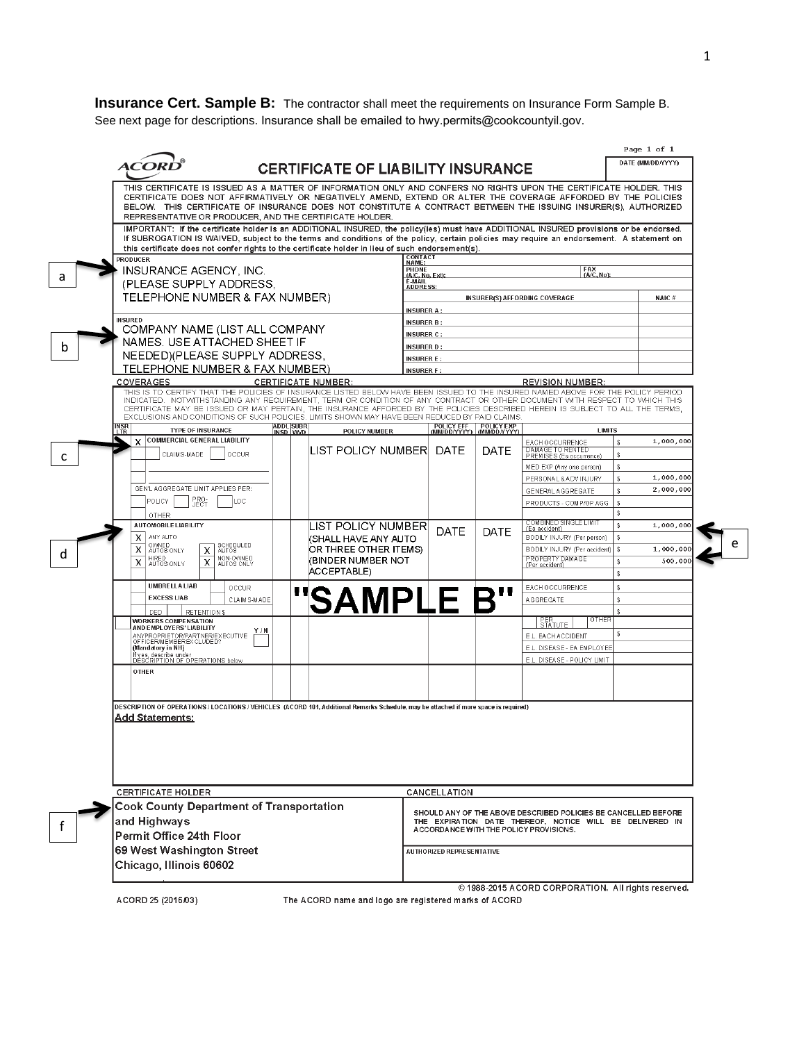**Insurance Cert. Sample B:** The contractor shall meet the requirements on Insurance Form Sample B. See next page for descriptions. Insurance shall be emailed to hwy.permits@cookcountyil.gov.

# ACORD CERTIFICATE OF LIABILITY INSURANCE

Page 1 of 1

DATE (MM/DD/YYYY)

THIS CERTIFICATE IS ISSUED AS A MATTER OF INFORMATION ONLY AND CONFERS NO RIGHTS UPON THE CERTIFICATE HOLDER. THIS CERTIFICATE DOES NOT AFFIRMATIVELY OR NEGATIVELY AMEND, EXTEND OR ALTER THE COVERAGE AFFORDED BY THE POLICIES BELOW. THIS CERTIFICATE OF INSURANCE DOES NOT CONSTITUTE A CONTRACT BETWEEN THE ISSUING INSURER(S), AUTHORIZED REPRESENTATIVE OR PRODUCER, AND THE CERTIFICATE HOLDER.

IMPORTANT: If the certificate holder is an ADDITIONAL INSURED, the policy(ies) must have ADDITIONAL INSURED provisions or be endorsed. If SUBROGATION IS WAIVED, subject to the terms and conditions of the policy, certain policies may require an endorsement. A statement on this certificate does not confer rights to the certificate holder in lieu of such endorsement(s).

| | |
|---|---|
| **PRODUCER** (a) INSURANCE AGENCY, INC. (PLEASE SUPPLY ADDRESS, TELEPHONE NUMBER & FAX NUMBER) | CONTACT NAME: PHONE (A/C, No, Ext): FAX (A/C, No): E-MAIL ADDRESS: |
| | INSURER(S) AFFORDING COVERAGE — NAIC # |
| | INSURER A : |
| **INSURED** (b) COMPANY NAME (LIST ALL COMPANY NAMES. USE ATTACHED SHEET IF NEEDED)(PLEASE SUPPLY ADDRESS, TELEPHONE NUMBER & FAX NUMBER) | INSURER B : |
| | INSURER C : |
| | INSURER D : |
| | INSURER E : |
| | INSURER F : |

**COVERAGES** CERTIFICATE NUMBER: REVISION NUMBER:

THIS IS TO CERTIFY THAT THE POLICIES OF INSURANCE LISTED BELOW HAVE BEEN ISSUED TO THE INSURED NAMED ABOVE FOR THE POLICY PERIOD INDICATED. NOTWITHSTANDING ANY REQUIREMENT, TERM OR CONDITION OF ANY CONTRACT OR OTHER DOCUMENT WITH RESPECT TO WHICH THIS CERTIFICATE MAY BE ISSUED OR MAY PERTAIN, THE INSURANCE AFFORDED BY THE POLICIES DESCRIBED HEREIN IS SUBJECT TO ALL THE TERMS, EXCLUSIONS AND CONDITIONS OF SUCH POLICIES. LIMITS SHOWN MAY HAVE BEEN REDUCED BY PAID CLAIMS.

| INSR LTR | TYPE OF INSURANCE | ADDL INSD | SUBR WVD | POLICY NUMBER | POLICY EFF (MM/DD/YYYY) | POLICY EXP (MM/DD/YYYY) | LIMITS | |
|---|---|---|---|---|---|---|---|---|
| | (c) X COMMERCIAL GENERAL LIABILITY | | | LIST POLICY NUMBER | DATE | DATE | EACH OCCURRENCE | $ 1,000,000 |
| | CLAIMS-MADE / OCCUR | | | | | | DAMAGE TO RENTED PREMISES (Ea occurrence) | $ |
| | | | | | | | MED EXP (Any one person) | $ |
| | | | | | | | PERSONAL & ADV INJURY | $ 1,000,000 |
| | GEN'L AGGREGATE LIMIT APPLIES PER: | | | | | | GENERAL AGGREGATE | $ 2,000,000 |
| | POLICY / PRO-JECT / LOC | | | | | | PRODUCTS - COMP/OP AGG | $ |
| | OTHER | | | | | | | $ |
| | (d) AUTOMOBILE LIABILITY | | | LIST POLICY NUMBER (SHALL HAVE ANY AUTO OR THREE OTHER ITEMS) (BINDER NUMBER NOT ACCEPTABLE) | DATE | DATE | COMBINED SINGLE LIMIT (Ea accident) | $ 1,000,000 (e) |
| | X ANY AUTO | | | | | | BODILY INJURY (Per person) | $ |
| | X OWNED AUTOS ONLY / X SCHEDULED AUTOS | | | | | | BODILY INJURY (Per accident) | $ 1,000,000 |
| | X HIRED AUTOS ONLY / X NON-OWNED AUTOS ONLY | | | | | | PROPERTY DAMAGE (Per accident) | $ 500,000 (e) |
| | | | | | | | | $ |
| | UMBRELLA LIAB / OCCUR | | | "SAMPLE B" | | | EACH OCCURRENCE | $ |
| | EXCESS LIAB / CLAIMS-MADE | | | | | | AGGREGATE | $ |
| | DED / RETENTION $ | | | | | | | $ |
| | WORKERS COMPENSATION AND EMPLOYERS' LIABILITY Y/N ANY PROPRIETOR/PARTNER/EXECUTIVE OFFICER/MEMBER EXCLUDED? (Mandatory in NH) If yes, describe under DESCRIPTION OF OPERATIONS below | | | | | | PER STATUTE / OTHER | |
| | | | | | | | E.L. EACH ACCIDENT | $ |
| | | | | | | | E.L. DISEASE - EA EMPLOYEE | |
| | | | | | | | E.L. DISEASE - POLICY LIMIT | |
| | OTHER | | | | | | | |

**DESCRIPTION OF OPERATIONS / LOCATIONS / VEHICLES** (ACORD 101, Additional Remarks Schedule, may be attached if more space is required)

**Add Statements:**

| CERTIFICATE HOLDER | CANCELLATION |
|---|---|
| (f) Cook County Department of Transportation and Highways Permit Office 24th Floor 69 West Washington Street Chicago, Illinois 60602 | SHOULD ANY OF THE ABOVE DESCRIBED POLICIES BE CANCELLED BEFORE THE EXPIRATION DATE THEREOF, NOTICE WILL BE DELIVERED IN ACCORDANCE WITH THE POLICY PROVISIONS. |
| | AUTHORIZED REPRESENTATIVE |

© 1988-2015 ACORD CORPORATION. All rights reserved.

ACORD 25 (2016/03) The ACORD name and logo are registered marks of ACORD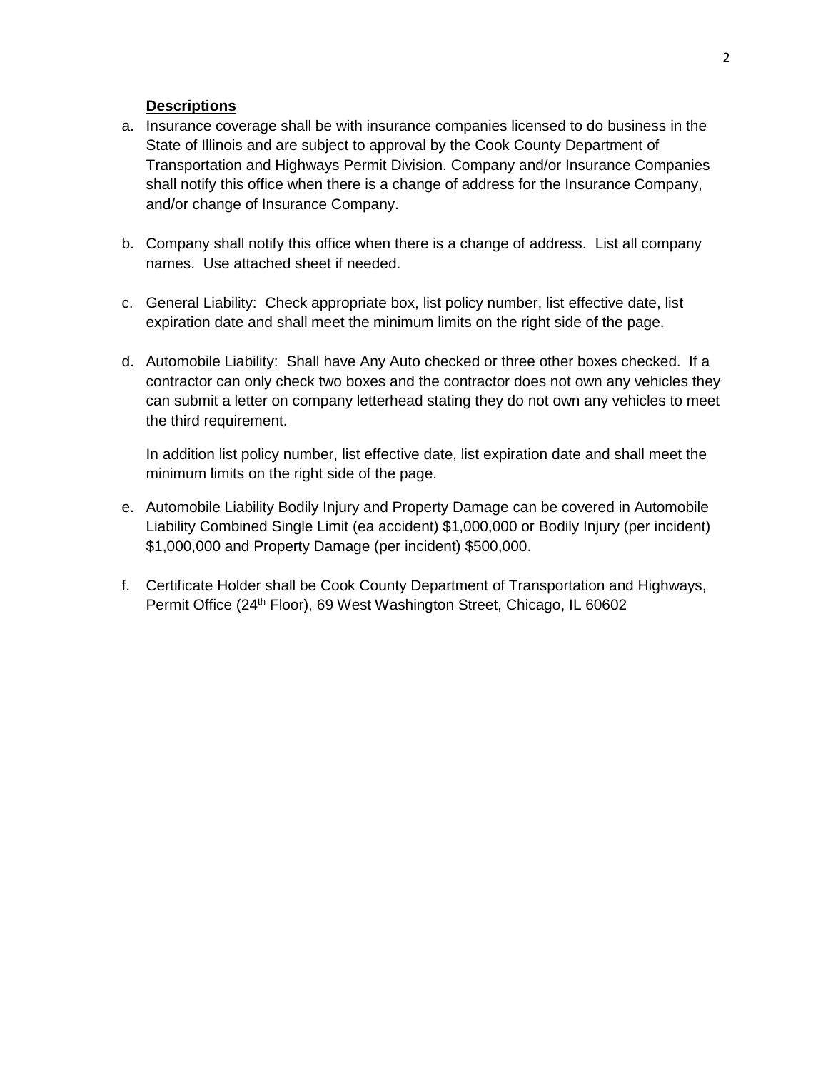**Descriptions**

a. Insurance coverage shall be with insurance companies licensed to do business in the State of Illinois and are subject to approval by the Cook County Department of Transportation and Highways Permit Division. Company and/or Insurance Companies shall notify this office when there is a change of address for the Insurance Company, and/or change of Insurance Company.

b. Company shall notify this office when there is a change of address. List all company names. Use attached sheet if needed.

c. General Liability: Check appropriate box, list policy number, list effective date, list expiration date and shall meet the minimum limits on the right side of the page.

d. Automobile Liability: Shall have Any Auto checked or three other boxes checked. If a contractor can only check two boxes and the contractor does not own any vehicles they can submit a letter on company letterhead stating they do not own any vehicles to meet the third requirement.

   In addition list policy number, list effective date, list expiration date and shall meet the minimum limits on the right side of the page.

e. Automobile Liability Bodily Injury and Property Damage can be covered in Automobile Liability Combined Single Limit (ea accident) $1,000,000 or Bodily Injury (per incident) $1,000,000 and Property Damage (per incident) $500,000.

f. Certificate Holder shall be Cook County Department of Transportation and Highways, Permit Office (24th Floor), 69 West Washington Street, Chicago, IL 60602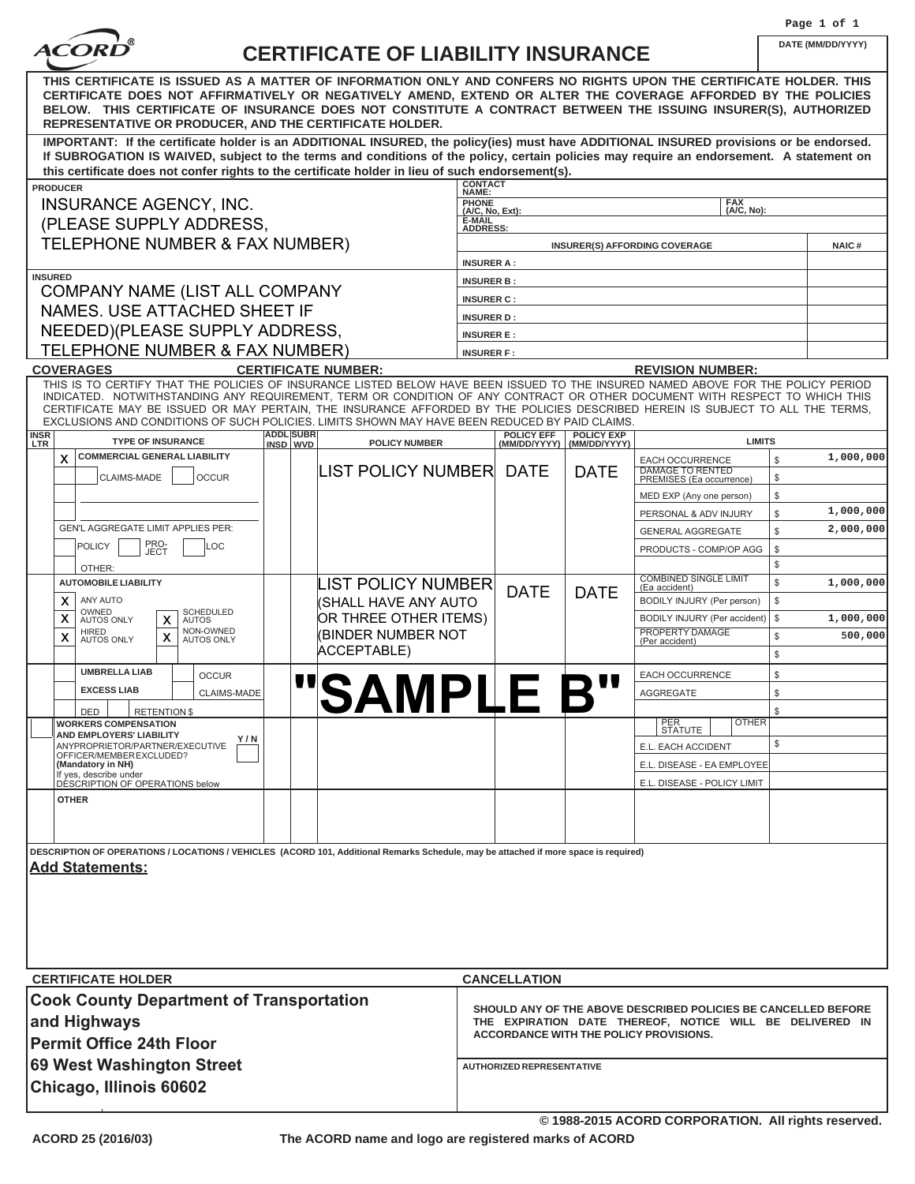# CERTIFICATE OF LIABILITY INSURANCE

DATE (MM/DD/YYYY)

THIS CERTIFICATE IS ISSUED AS A MATTER OF INFORMATION ONLY AND CONFERS NO RIGHTS UPON THE CERTIFICATE HOLDER. THIS CERTIFICATE DOES NOT AFFIRMATIVELY OR NEGATIVELY AMEND, EXTEND OR ALTER THE COVERAGE AFFORDED BY THE POLICIES BELOW. THIS CERTIFICATE OF INSURANCE DOES NOT CONSTITUTE A CONTRACT BETWEEN THE ISSUING INSURER(S), AUTHORIZED REPRESENTATIVE OR PRODUCER, AND THE CERTIFICATE HOLDER.

IMPORTANT: If the certificate holder is an ADDITIONAL INSURED, the policy(ies) must have ADDITIONAL INSURED provisions or be endorsed. If SUBROGATION IS WAIVED, subject to the terms and conditions of the policy, certain policies may require an endorsement. A statement on this certificate does not confer rights to the certificate holder in lieu of such endorsement(s).

**PRODUCER**

INSURANCE AGENCY, INC.
(PLEASE SUPPLY ADDRESS, TELEPHONE NUMBER & FAX NUMBER)

CONTACT NAME:
PHONE (A/C, No, Ext):
FAX (A/C, No):
E-MAIL ADDRESS:

| INSURER(S) AFFORDING COVERAGE | NAIC # |
|---|---|
| INSURER A : | |
| INSURER B : | |
| INSURER C : | |
| INSURER D : | |
| INSURER E : | |
| INSURER F : | |

**INSURED**

COMPANY NAME (LIST ALL COMPANY NAMES. USE ATTACHED SHEET IF NEEDED)(PLEASE SUPPLY ADDRESS, TELEPHONE NUMBER & FAX NUMBER)

**COVERAGES** **CERTIFICATE NUMBER:** **REVISION NUMBER:**

THIS IS TO CERTIFY THAT THE POLICIES OF INSURANCE LISTED BELOW HAVE BEEN ISSUED TO THE INSURED NAMED ABOVE FOR THE POLICY PERIOD INDICATED. NOTWITHSTANDING ANY REQUIREMENT, TERM OR CONDITION OF ANY CONTRACT OR OTHER DOCUMENT WITH RESPECT TO WHICH THIS CERTIFICATE MAY BE ISSUED OR MAY PERTAIN, THE INSURANCE AFFORDED BY THE POLICIES DESCRIBED HEREIN IS SUBJECT TO ALL THE TERMS, EXCLUSIONS AND CONDITIONS OF SUCH POLICIES. LIMITS SHOWN MAY HAVE BEEN REDUCED BY PAID CLAIMS.

| INSR LTR | TYPE OF INSURANCE | ADDL INSD | SUBR WVD | POLICY NUMBER | POLICY EFF (MM/DD/YYYY) | POLICY EXP (MM/DD/YYYY) | LIMITS | |
|---|---|---|---|---|---|---|---|---|
| | X COMMERCIAL GENERAL LIABILITY; CLAIMS-MADE / OCCUR; GEN'L AGGREGATE LIMIT APPLIES PER: POLICY / PRO-JECT / LOC; OTHER: | | | LIST POLICY NUMBER | DATE | DATE | EACH OCCURRENCE | $ 1,000,000 |
| | | | | | | | DAMAGE TO RENTED PREMISES (Ea occurrence) | $ |
| | | | | | | | MED EXP (Any one person) | $ |
| | | | | | | | PERSONAL & ADV INJURY | $ 1,000,000 |
| | | | | | | | GENERAL AGGREGATE | $ 2,000,000 |
| | | | | | | | PRODUCTS - COMP/OP AGG | $ |
| | | | | | | | | $ |
| | AUTOMOBILE LIABILITY; X ANY AUTO; X OWNED AUTOS ONLY; X SCHEDULED AUTOS; X HIRED AUTOS ONLY; X NON-OWNED AUTOS ONLY | | | LIST POLICY NUMBER (SHALL HAVE ANY AUTO OR THREE OTHER ITEMS) (BINDER NUMBER NOT ACCEPTABLE) | DATE | DATE | COMBINED SINGLE LIMIT (Ea accident) | $ 1,000,000 |
| | | | | | | | BODILY INJURY (Per person) | $ |
| | | | | | | | BODILY INJURY (Per accident) | $ 1,000,000 |
| | | | | | | | PROPERTY DAMAGE (Per accident) | $ 500,000 |
| | | | | | | | | $ |
| | UMBRELLA LIAB / OCCUR; EXCESS LIAB / CLAIMS-MADE; DED / RETENTION $ | | | "SAMPLE B" | | | EACH OCCURRENCE | $ |
| | | | | | | | AGGREGATE | $ |
| | | | | | | | | $ |
| | WORKERS COMPENSATION AND EMPLOYERS' LIABILITY Y / N; ANYPROPRIETOR/PARTNER/EXECUTIVE OFFICER/MEMBEREXCLUDED? (Mandatory in NH); If yes, describe under DESCRIPTION OF OPERATIONS below | | | | | | PER STATUTE / OTHER | |
| | | | | | | | E.L. EACH ACCIDENT | $ |
| | | | | | | | E.L. DISEASE - EA EMPLOYEE | |
| | | | | | | | E.L. DISEASE - POLICY LIMIT | |
| | OTHER | | | | | | | |

DESCRIPTION OF OPERATIONS / LOCATIONS / VEHICLES (ACORD 101, Additional Remarks Schedule, may be attached if more space is required)

**Add Statements:**

**CERTIFICATE HOLDER**

**Cook County Department of Transportation and Highways**
**Permit Office 24th Floor**
**69 West Washington Street**
**Chicago, Illinois 60602**

**CANCELLATION**

SHOULD ANY OF THE ABOVE DESCRIBED POLICIES BE CANCELLED BEFORE THE EXPIRATION DATE THEREOF, NOTICE WILL BE DELIVERED IN ACCORDANCE WITH THE POLICY PROVISIONS.

AUTHORIZED REPRESENTATIVE

© 1988-2015 ACORD CORPORATION. All rights reserved.

ACORD 25 (2016/03) The ACORD name and logo are registered marks of ACORD